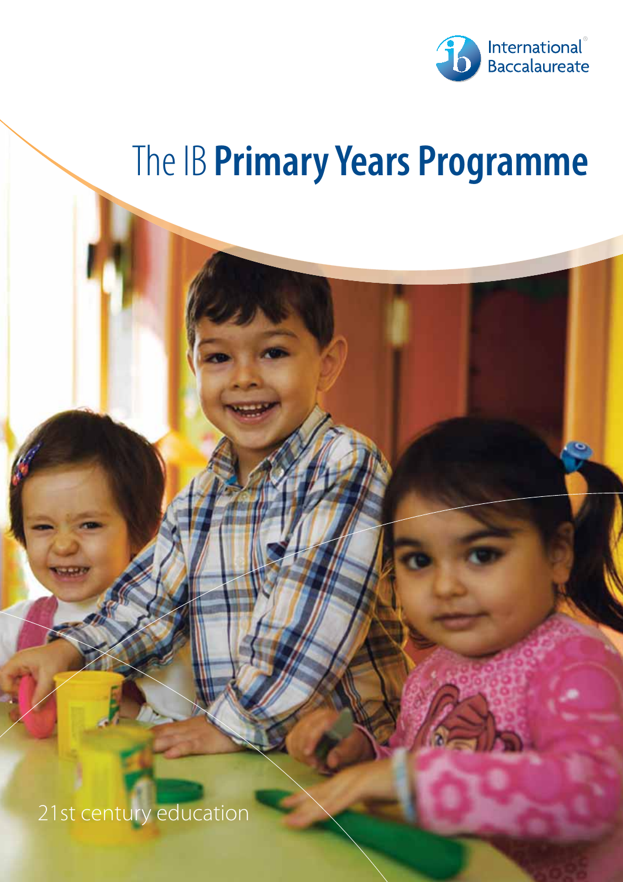International Baccalaureate

# The IB **Primary Years Programme**

21st century education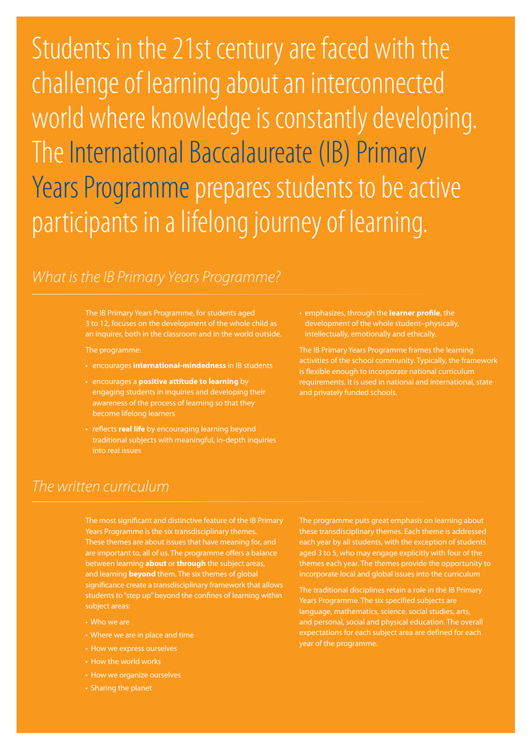Students in the 21st century are faced with the challenge of learning about an interconnected world where knowledge is constantly developing. The International Baccalaureate (IB) Primary Years Programme prepares students to be active participants in a lifelong journey of learning.

## *What is the IB Primary Years Programme?*

The IB Primary Years Programme, for students aged 3 to 12, focuses on the development of the whole child as an inquirer, both in the classroom and in the world outside.

The programme:

- encourages **international-mindedness** in IB students
- encourages a **positive attitude to learning** by engaging students in inquiries and developing their awareness of the process of learning so that they become lifelong learners
- reflects **real life** by encouraging learning beyond traditional subjects with meaningful, in-depth inquiries into real issues
- emphasizes, through the **learner profile**, the development of the whole student–physically, intellectually, emotionally and ethically.

The IB Primary Years Programme frames the learning activities of the school community. Typically, the framework is flexible enough to incorporate national curriculum requirements. It is used in national and international, state and privately funded schools.

## *The written curriculum*

The most significant and distinctive feature of the IB Primary Years Programme is the six transdisciplinary themes. These themes are about issues that have meaning for, and are important to, all of us. The programme offers a balance between learning **about** or **through** the subject areas, and learning **beyond** them. The six themes of global significance create a transdisciplinary framework that allows students to "step up" beyond the confines of learning within subject areas:

- Who we are
- Where we are in place and time
- How we express ourselves
- How the world works
- How we organize ourselves
- Sharing the planet

The programme puts great emphasis on learning about these transdisciplinary themes. Each theme is addressed each year by all students, with the exception of students aged 3 to 5, who may engage explicitly with four of the themes each year. The themes provide the opportunity to incorporate local and global issues into the curriculum

The traditional disciplines retain a role in the IB Primary Years Programme. The six specified subjects are language, mathematics, science, social studies, arts, and personal, social and physical education. The overall expectations for each subject area are defined for each year of the programme.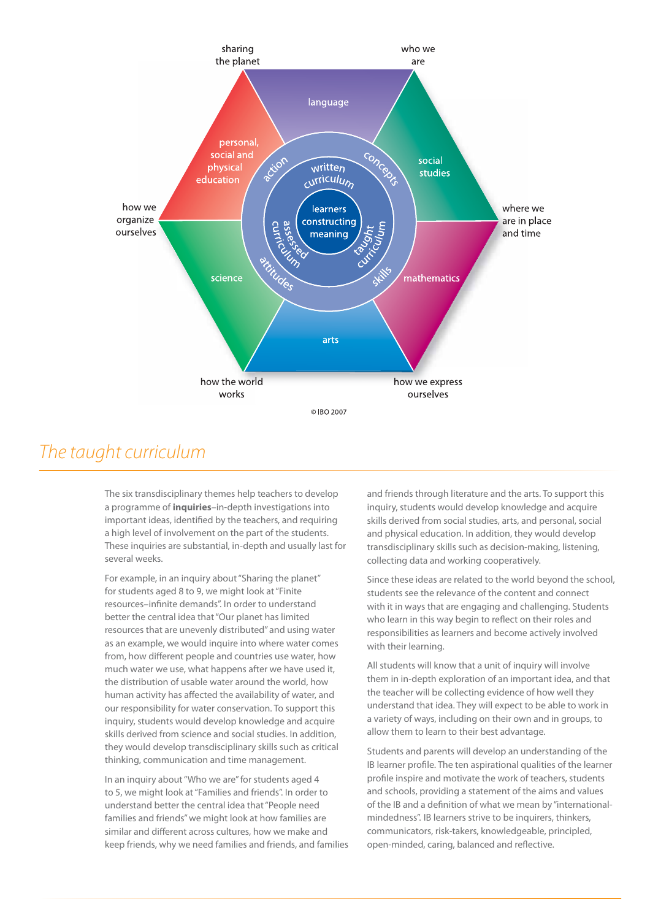sharing the planet

who we are

language

personal, social and physical education

social studies

action

concepts

written curriculum

learners constructing meaning

how we organize ourselves

where we are in place and time

assessed curriculum

taught curriculum

science

attitudes

skills

mathematics

arts

how the world works

how we express ourselves

© IBO 2007

# *The taught curriculum*

The six transdisciplinary themes help teachers to develop a programme of **inquiries**–in-depth investigations into important ideas, identified by the teachers, and requiring a high level of involvement on the part of the students. These inquiries are substantial, in-depth and usually last for several weeks.

For example, in an inquiry about "Sharing the planet" for students aged 8 to 9, we might look at "Finite resources–infinite demands". In order to understand better the central idea that "Our planet has limited resources that are unevenly distributed" and using water as an example, we would inquire into where water comes from, how different people and countries use water, how much water we use, what happens after we have used it, the distribution of usable water around the world, how human activity has affected the availability of water, and our responsibility for water conservation. To support this inquiry, students would develop knowledge and acquire skills derived from science and social studies. In addition, they would develop transdisciplinary skills such as critical thinking, communication and time management.

In an inquiry about "Who we are" for students aged 4 to 5, we might look at "Families and friends". In order to understand better the central idea that "People need families and friends" we might look at how families are similar and different across cultures, how we make and keep friends, why we need families and friends, and families and friends through literature and the arts. To support this inquiry, students would develop knowledge and acquire skills derived from social studies, arts, and personal, social and physical education. In addition, they would develop transdisciplinary skills such as decision-making, listening, collecting data and working cooperatively.

Since these ideas are related to the world beyond the school, students see the relevance of the content and connect with it in ways that are engaging and challenging. Students who learn in this way begin to reflect on their roles and responsibilities as learners and become actively involved with their learning.

All students will know that a unit of inquiry will involve them in in-depth exploration of an important idea, and that the teacher will be collecting evidence of how well they understand that idea. They will expect to be able to work in a variety of ways, including on their own and in groups, to allow them to learn to their best advantage.

Students and parents will develop an understanding of the IB learner profile. The ten aspirational qualities of the learner profile inspire and motivate the work of teachers, students and schools, providing a statement of the aims and values of the IB and a definition of what we mean by "international-mindedness". IB learners strive to be inquirers, thinkers, communicators, risk-takers, knowledgeable, principled, open-minded, caring, balanced and reflective.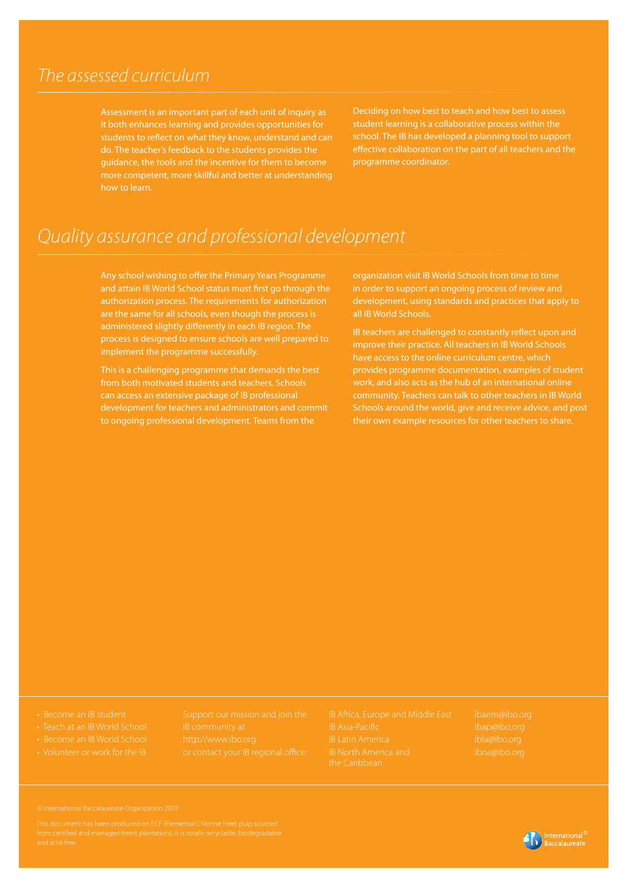## *The assessed curriculum*

Assessment is an important part of each unit of inquiry as it both enhances learning and provides opportunities for students to reflect on what they know, understand and can do. The teacher's feedback to the students provides the guidance, the tools and the incentive for them to become more competent, more skillful and better at understanding how to learn.

Deciding on how best to teach and how best to assess student learning is a collaborative process within the school. The IB has developed a planning tool to support effective collaboration on the part of all teachers and the programme coordinator.

## *Quality assurance and professional development*

Any school wishing to offer the Primary Years Programme and attain IB World School status must first go through the authorization process. The requirements for authorization are the same for all schools, even though the process is administered slightly differently in each IB region. The process is designed to ensure schools are well prepared to implement the programme successfully.

This is a challenging programme that demands the best from both motivated students and teachers. Schools can access an extensive package of IB professional development for teachers and administrators and commit to ongoing professional development. Teams from the organization visit IB World Schools from time to time in order to support an ongoing process of review and development, using standards and practices that apply to all IB World Schools.

IB teachers are challenged to constantly reflect upon and improve their practice. All teachers in IB World Schools have access to the online curriculum centre, which provides programme documentation, examples of student work, and also acts as the hub of an international online community. Teachers can talk to other teachers in IB World Schools around the world, give and receive advice, and post their own example resources for other teachers to share.

- Become an IB student
- Teach at an IB World School
- Become an IB World School
- Volunteer or work for the IB

Support our mission and join the IB community at http://www.ibo.org or contact your IB regional office:

IB Africa, Europe and Middle East ibaem@ibo.org
IB Asia-Pacific ibap@ibo.org
IB Latin America ibla@ibo.org
IB North America and the Caribbean ibna@ibo.org

© International Baccalaureate Organization 2007

This document has been produced on ECF (Elemental Chlorine Free) pulp sourced from certified and managed forest plantations. It is totally recyclable, biodegradable and acid-free.

International® Baccalaureate